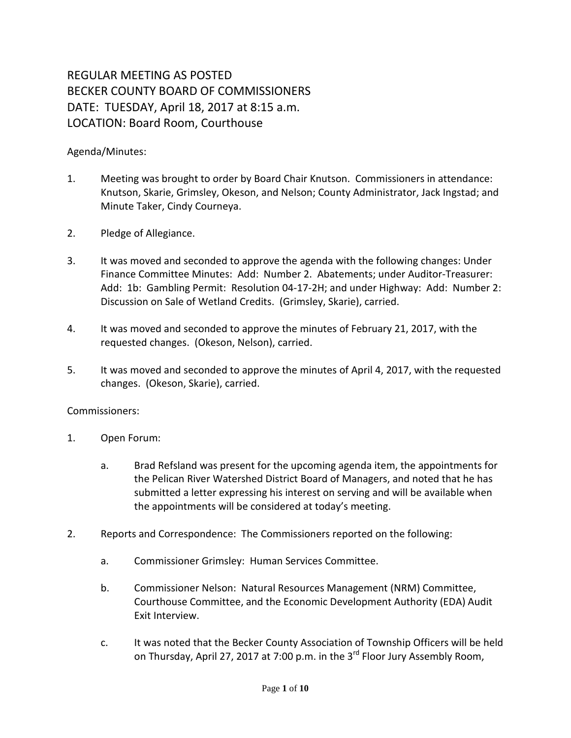# REGULAR MEETING AS POSTED
# BECKER COUNTY BOARD OF COMMISSIONERS
# DATE: TUESDAY, April 18, 2017 at 8:15 a.m.
# LOCATION: Board Room, Courthouse

Agenda/Minutes:

1. Meeting was brought to order by Board Chair Knutson. Commissioners in attendance: Knutson, Skarie, Grimsley, Okeson, and Nelson; County Administrator, Jack Ingstad; and Minute Taker, Cindy Courneya.

2. Pledge of Allegiance.

3. It was moved and seconded to approve the agenda with the following changes: Under Finance Committee Minutes: Add: Number 2. Abatements; under Auditor-Treasurer: Add: 1b: Gambling Permit: Resolution 04-17-2H; and under Highway: Add: Number 2: Discussion on Sale of Wetland Credits. (Grimsley, Skarie), carried.

4. It was moved and seconded to approve the minutes of February 21, 2017, with the requested changes. (Okeson, Nelson), carried.

5. It was moved and seconded to approve the minutes of April 4, 2017, with the requested changes. (Okeson, Skarie), carried.

Commissioners:

1. Open Forum:

   a. Brad Refsland was present for the upcoming agenda item, the appointments for the Pelican River Watershed District Board of Managers, and noted that he has submitted a letter expressing his interest on serving and will be available when the appointments will be considered at today's meeting.

2. Reports and Correspondence: The Commissioners reported on the following:

   a. Commissioner Grimsley: Human Services Committee.

   b. Commissioner Nelson: Natural Resources Management (NRM) Committee, Courthouse Committee, and the Economic Development Authority (EDA) Audit Exit Interview.

   c. It was noted that the Becker County Association of Township Officers will be held on Thursday, April 27, 2017 at 7:00 p.m. in the 3rd Floor Jury Assembly Room,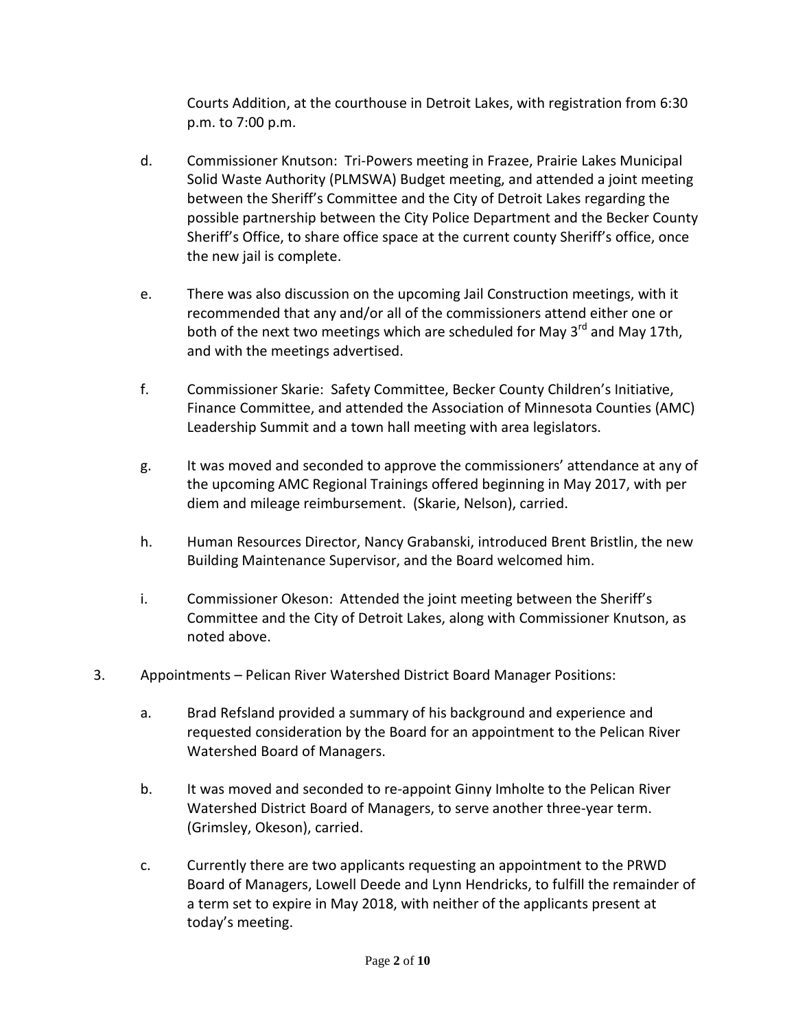Courts Addition, at the courthouse in Detroit Lakes, with registration from 6:30 p.m. to 7:00 p.m.

d. Commissioner Knutson: Tri-Powers meeting in Frazee, Prairie Lakes Municipal Solid Waste Authority (PLMSWA) Budget meeting, and attended a joint meeting between the Sheriff's Committee and the City of Detroit Lakes regarding the possible partnership between the City Police Department and the Becker County Sheriff's Office, to share office space at the current county Sheriff's office, once the new jail is complete.

e. There was also discussion on the upcoming Jail Construction meetings, with it recommended that any and/or all of the commissioners attend either one or both of the next two meetings which are scheduled for May 3rd and May 17th, and with the meetings advertised.

f. Commissioner Skarie: Safety Committee, Becker County Children's Initiative, Finance Committee, and attended the Association of Minnesota Counties (AMC) Leadership Summit and a town hall meeting with area legislators.

g. It was moved and seconded to approve the commissioners' attendance at any of the upcoming AMC Regional Trainings offered beginning in May 2017, with per diem and mileage reimbursement. (Skarie, Nelson), carried.

h. Human Resources Director, Nancy Grabanski, introduced Brent Bristlin, the new Building Maintenance Supervisor, and the Board welcomed him.

i. Commissioner Okeson: Attended the joint meeting between the Sheriff's Committee and the City of Detroit Lakes, along with Commissioner Knutson, as noted above.

3. Appointments – Pelican River Watershed District Board Manager Positions:

   a. Brad Refsland provided a summary of his background and experience and requested consideration by the Board for an appointment to the Pelican River Watershed Board of Managers.

   b. It was moved and seconded to re-appoint Ginny Imholte to the Pelican River Watershed District Board of Managers, to serve another three-year term. (Grimsley, Okeson), carried.

   c. Currently there are two applicants requesting an appointment to the PRWD Board of Managers, Lowell Deede and Lynn Hendricks, to fulfill the remainder of a term set to expire in May 2018, with neither of the applicants present at today's meeting.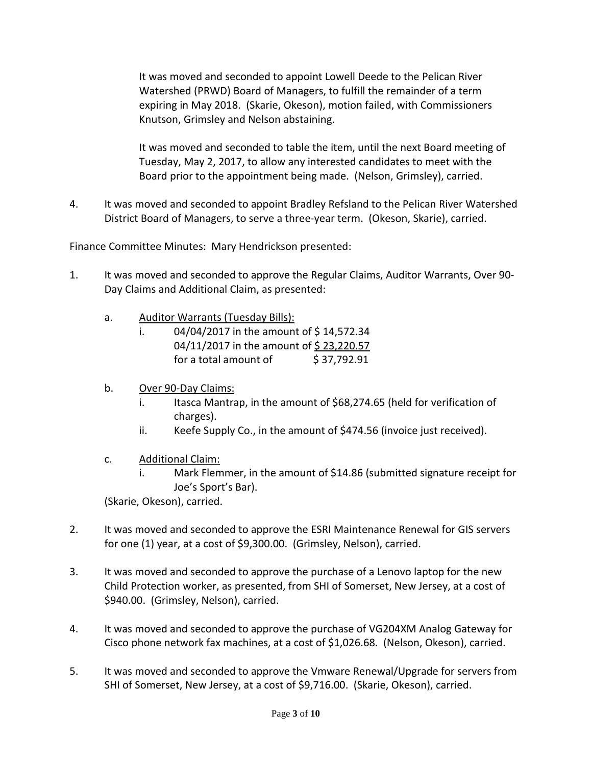It was moved and seconded to appoint Lowell Deede to the Pelican River Watershed (PRWD) Board of Managers, to fulfill the remainder of a term expiring in May 2018. (Skarie, Okeson), motion failed, with Commissioners Knutson, Grimsley and Nelson abstaining.

It was moved and seconded to table the item, until the next Board meeting of Tuesday, May 2, 2017, to allow any interested candidates to meet with the Board prior to the appointment being made. (Nelson, Grimsley), carried.

4. It was moved and seconded to appoint Bradley Refsland to the Pelican River Watershed District Board of Managers, to serve a three-year term. (Okeson, Skarie), carried.

Finance Committee Minutes: Mary Hendrickson presented:

1. It was moved and seconded to approve the Regular Claims, Auditor Warrants, Over 90-Day Claims and Additional Claim, as presented:

   a. <u>Auditor Warrants (Tuesday Bills):</u>
      i. 04/04/2017 in the amount of $ 14,572.34
         04/11/2017 in the amount of <u>$ 23,220.57</u>
         for a total amount of $ 37,792.91

   b. <u>Over 90-Day Claims:</u>
      i. Itasca Mantrap, in the amount of $68,274.65 (held for verification of charges).
      ii. Keefe Supply Co., in the amount of $474.56 (invoice just received).

   c. <u>Additional Claim:</u>
      i. Mark Flemmer, in the amount of $14.86 (submitted signature receipt for Joe's Sport's Bar).

   (Skarie, Okeson), carried.

2. It was moved and seconded to approve the ESRI Maintenance Renewal for GIS servers for one (1) year, at a cost of $9,300.00. (Grimsley, Nelson), carried.

3. It was moved and seconded to approve the purchase of a Lenovo laptop for the new Child Protection worker, as presented, from SHI of Somerset, New Jersey, at a cost of $940.00. (Grimsley, Nelson), carried.

4. It was moved and seconded to approve the purchase of VG204XM Analog Gateway for Cisco phone network fax machines, at a cost of $1,026.68. (Nelson, Okeson), carried.

5. It was moved and seconded to approve the Vmware Renewal/Upgrade for servers from SHI of Somerset, New Jersey, at a cost of $9,716.00. (Skarie, Okeson), carried.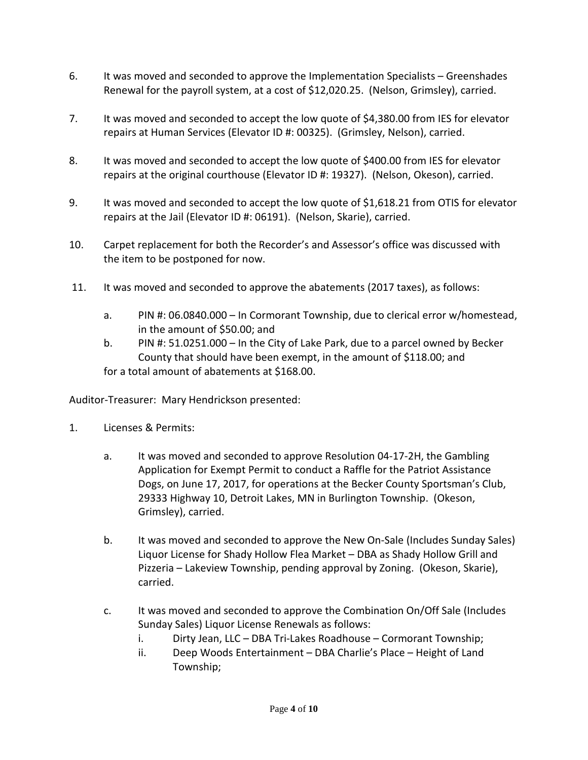6. It was moved and seconded to approve the Implementation Specialists – Greenshades Renewal for the payroll system, at a cost of $12,020.25. (Nelson, Grimsley), carried.

7. It was moved and seconded to accept the low quote of $4,380.00 from IES for elevator repairs at Human Services (Elevator ID #: 00325). (Grimsley, Nelson), carried.

8. It was moved and seconded to accept the low quote of $400.00 from IES for elevator repairs at the original courthouse (Elevator ID #: 19327). (Nelson, Okeson), carried.

9. It was moved and seconded to accept the low quote of $1,618.21 from OTIS for elevator repairs at the Jail (Elevator ID #: 06191). (Nelson, Skarie), carried.

10. Carpet replacement for both the Recorder's and Assessor's office was discussed with the item to be postponed for now.

11. It was moved and seconded to approve the abatements (2017 taxes), as follows:

    a. PIN #: 06.0840.000 – In Cormorant Township, due to clerical error w/homestead, in the amount of $50.00; and

    b. PIN #: 51.0251.000 – In the City of Lake Park, due to a parcel owned by Becker County that should have been exempt, in the amount of $118.00; and

    for a total amount of abatements at $168.00.

Auditor-Treasurer: Mary Hendrickson presented:

1. Licenses & Permits:

    a. It was moved and seconded to approve Resolution 04-17-2H, the Gambling Application for Exempt Permit to conduct a Raffle for the Patriot Assistance Dogs, on June 17, 2017, for operations at the Becker County Sportsman's Club, 29333 Highway 10, Detroit Lakes, MN in Burlington Township. (Okeson, Grimsley), carried.

    b. It was moved and seconded to approve the New On-Sale (Includes Sunday Sales) Liquor License for Shady Hollow Flea Market – DBA as Shady Hollow Grill and Pizzeria – Lakeview Township, pending approval by Zoning. (Okeson, Skarie), carried.

    c. It was moved and seconded to approve the Combination On/Off Sale (Includes Sunday Sales) Liquor License Renewals as follows:

        i. Dirty Jean, LLC – DBA Tri-Lakes Roadhouse – Cormorant Township;

        ii. Deep Woods Entertainment – DBA Charlie's Place – Height of Land Township;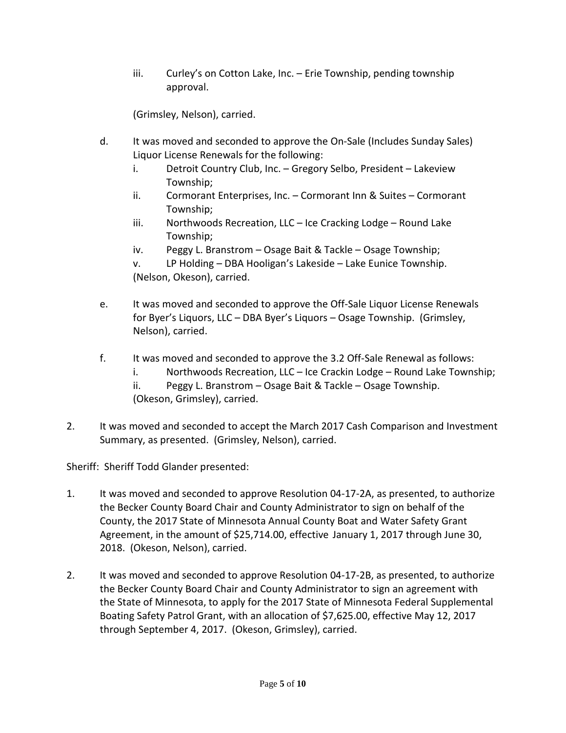iii. Curley's on Cotton Lake, Inc. – Erie Township, pending township approval.

(Grimsley, Nelson), carried.

d. It was moved and seconded to approve the On-Sale (Includes Sunday Sales) Liquor License Renewals for the following:
   i. Detroit Country Club, Inc. – Gregory Selbo, President – Lakeview Township;
   ii. Cormorant Enterprises, Inc. – Cormorant Inn & Suites – Cormorant Township;
   iii. Northwoods Recreation, LLC – Ice Cracking Lodge – Round Lake Township;
   iv. Peggy L. Branstrom – Osage Bait & Tackle – Osage Township;
   v. LP Holding – DBA Hooligan's Lakeside – Lake Eunice Township.

   (Nelson, Okeson), carried.

e. It was moved and seconded to approve the Off-Sale Liquor License Renewals for Byer's Liquors, LLC – DBA Byer's Liquors – Osage Township. (Grimsley, Nelson), carried.

f. It was moved and seconded to approve the 3.2 Off-Sale Renewal as follows:
   i. Northwoods Recreation, LLC – Ice Crackin Lodge – Round Lake Township;
   ii. Peggy L. Branstrom – Osage Bait & Tackle – Osage Township.

   (Okeson, Grimsley), carried.

2. It was moved and seconded to accept the March 2017 Cash Comparison and Investment Summary, as presented. (Grimsley, Nelson), carried.

Sheriff: Sheriff Todd Glander presented:

1. It was moved and seconded to approve Resolution 04-17-2A, as presented, to authorize the Becker County Board Chair and County Administrator to sign on behalf of the County, the 2017 State of Minnesota Annual County Boat and Water Safety Grant Agreement, in the amount of $25,714.00, effective January 1, 2017 through June 30, 2018. (Okeson, Nelson), carried.

2. It was moved and seconded to approve Resolution 04-17-2B, as presented, to authorize the Becker County Board Chair and County Administrator to sign an agreement with the State of Minnesota, to apply for the 2017 State of Minnesota Federal Supplemental Boating Safety Patrol Grant, with an allocation of $7,625.00, effective May 12, 2017 through September 4, 2017. (Okeson, Grimsley), carried.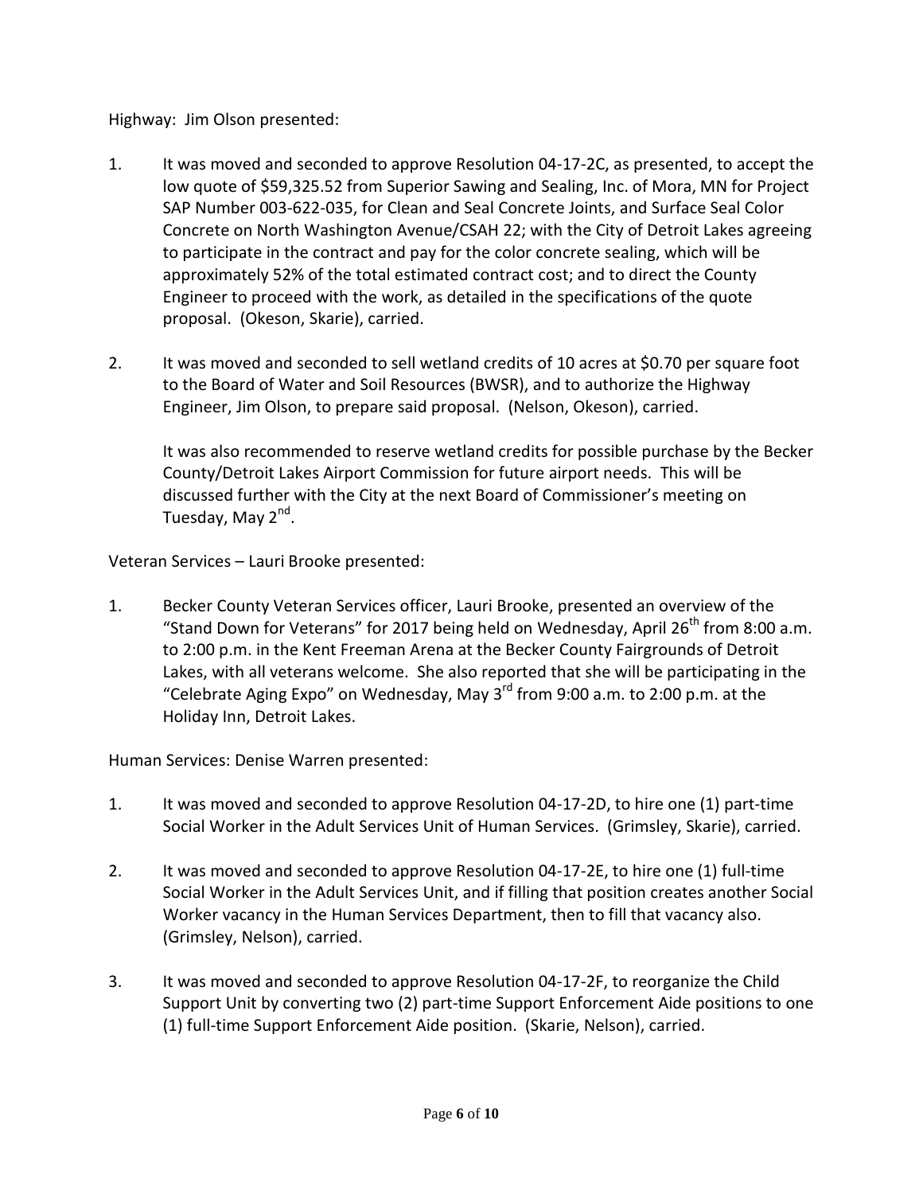Highway: Jim Olson presented:

1. It was moved and seconded to approve Resolution 04-17-2C, as presented, to accept the low quote of $59,325.52 from Superior Sawing and Sealing, Inc. of Mora, MN for Project SAP Number 003-622-035, for Clean and Seal Concrete Joints, and Surface Seal Color Concrete on North Washington Avenue/CSAH 22; with the City of Detroit Lakes agreeing to participate in the contract and pay for the color concrete sealing, which will be approximately 52% of the total estimated contract cost; and to direct the County Engineer to proceed with the work, as detailed in the specifications of the quote proposal. (Okeson, Skarie), carried.

2. It was moved and seconded to sell wetland credits of 10 acres at $0.70 per square foot to the Board of Water and Soil Resources (BWSR), and to authorize the Highway Engineer, Jim Olson, to prepare said proposal. (Nelson, Okeson), carried.

   It was also recommended to reserve wetland credits for possible purchase by the Becker County/Detroit Lakes Airport Commission for future airport needs. This will be discussed further with the City at the next Board of Commissioner's meeting on Tuesday, May 2nd.

Veteran Services – Lauri Brooke presented:

1. Becker County Veteran Services officer, Lauri Brooke, presented an overview of the "Stand Down for Veterans" for 2017 being held on Wednesday, April 26th from 8:00 a.m. to 2:00 p.m. in the Kent Freeman Arena at the Becker County Fairgrounds of Detroit Lakes, with all veterans welcome. She also reported that she will be participating in the "Celebrate Aging Expo" on Wednesday, May 3rd from 9:00 a.m. to 2:00 p.m. at the Holiday Inn, Detroit Lakes.

Human Services: Denise Warren presented:

1. It was moved and seconded to approve Resolution 04-17-2D, to hire one (1) part-time Social Worker in the Adult Services Unit of Human Services. (Grimsley, Skarie), carried.

2. It was moved and seconded to approve Resolution 04-17-2E, to hire one (1) full-time Social Worker in the Adult Services Unit, and if filling that position creates another Social Worker vacancy in the Human Services Department, then to fill that vacancy also. (Grimsley, Nelson), carried.

3. It was moved and seconded to approve Resolution 04-17-2F, to reorganize the Child Support Unit by converting two (2) part-time Support Enforcement Aide positions to one (1) full-time Support Enforcement Aide position. (Skarie, Nelson), carried.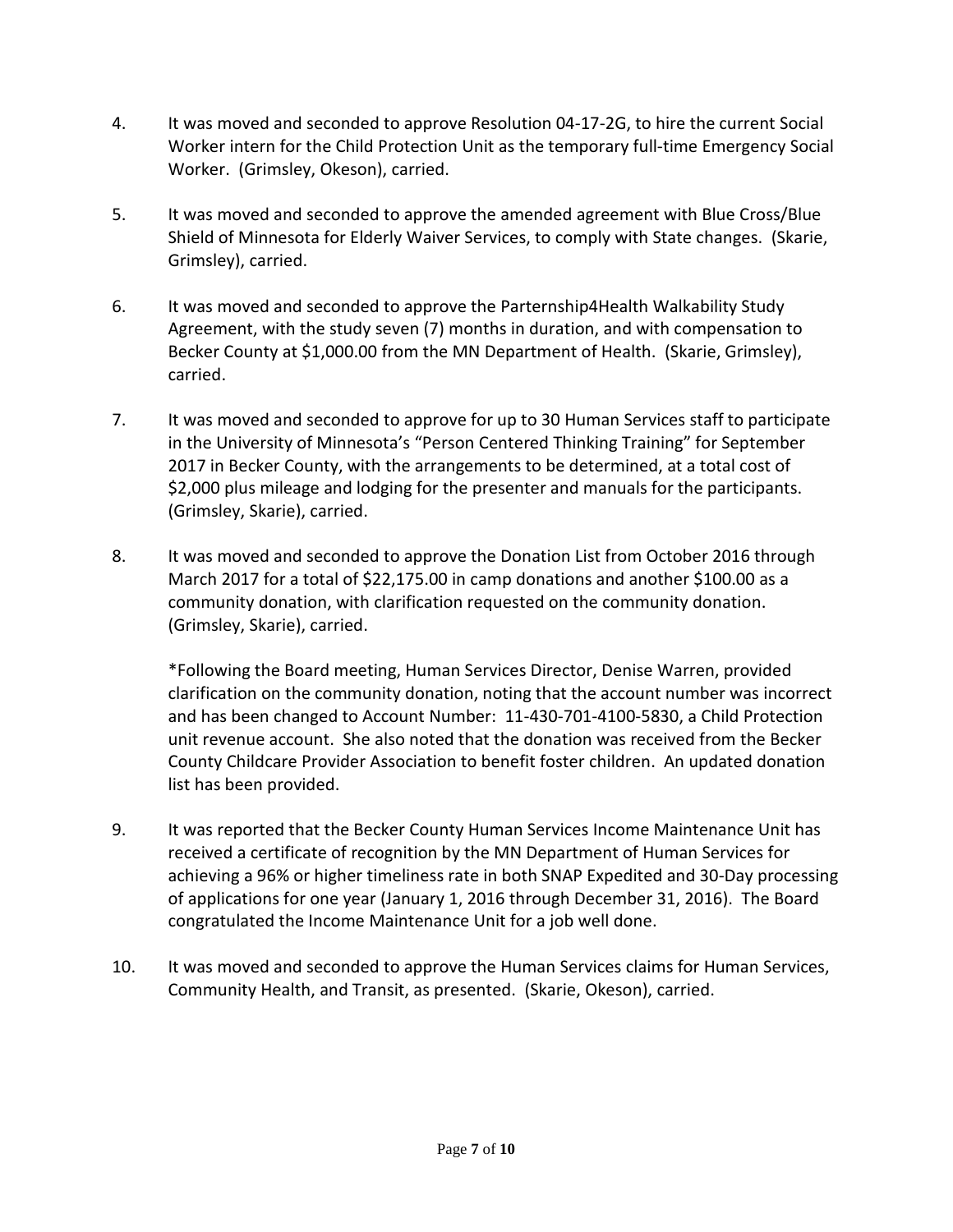4. It was moved and seconded to approve Resolution 04-17-2G, to hire the current Social Worker intern for the Child Protection Unit as the temporary full-time Emergency Social Worker. (Grimsley, Okeson), carried.

5. It was moved and seconded to approve the amended agreement with Blue Cross/Blue Shield of Minnesota for Elderly Waiver Services, to comply with State changes. (Skarie, Grimsley), carried.

6. It was moved and seconded to approve the Parternship4Health Walkability Study Agreement, with the study seven (7) months in duration, and with compensation to Becker County at $1,000.00 from the MN Department of Health. (Skarie, Grimsley), carried.

7. It was moved and seconded to approve for up to 30 Human Services staff to participate in the University of Minnesota's "Person Centered Thinking Training" for September 2017 in Becker County, with the arrangements to be determined, at a total cost of $2,000 plus mileage and lodging for the presenter and manuals for the participants. (Grimsley, Skarie), carried.

8. It was moved and seconded to approve the Donation List from October 2016 through March 2017 for a total of $22,175.00 in camp donations and another $100.00 as a community donation, with clarification requested on the community donation. (Grimsley, Skarie), carried.

   *Following the Board meeting, Human Services Director, Denise Warren, provided clarification on the community donation, noting that the account number was incorrect and has been changed to Account Number: 11-430-701-4100-5830, a Child Protection unit revenue account. She also noted that the donation was received from the Becker County Childcare Provider Association to benefit foster children. An updated donation list has been provided.

9. It was reported that the Becker County Human Services Income Maintenance Unit has received a certificate of recognition by the MN Department of Human Services for achieving a 96% or higher timeliness rate in both SNAP Expedited and 30-Day processing of applications for one year (January 1, 2016 through December 31, 2016). The Board congratulated the Income Maintenance Unit for a job well done.

10. It was moved and seconded to approve the Human Services claims for Human Services, Community Health, and Transit, as presented. (Skarie, Okeson), carried.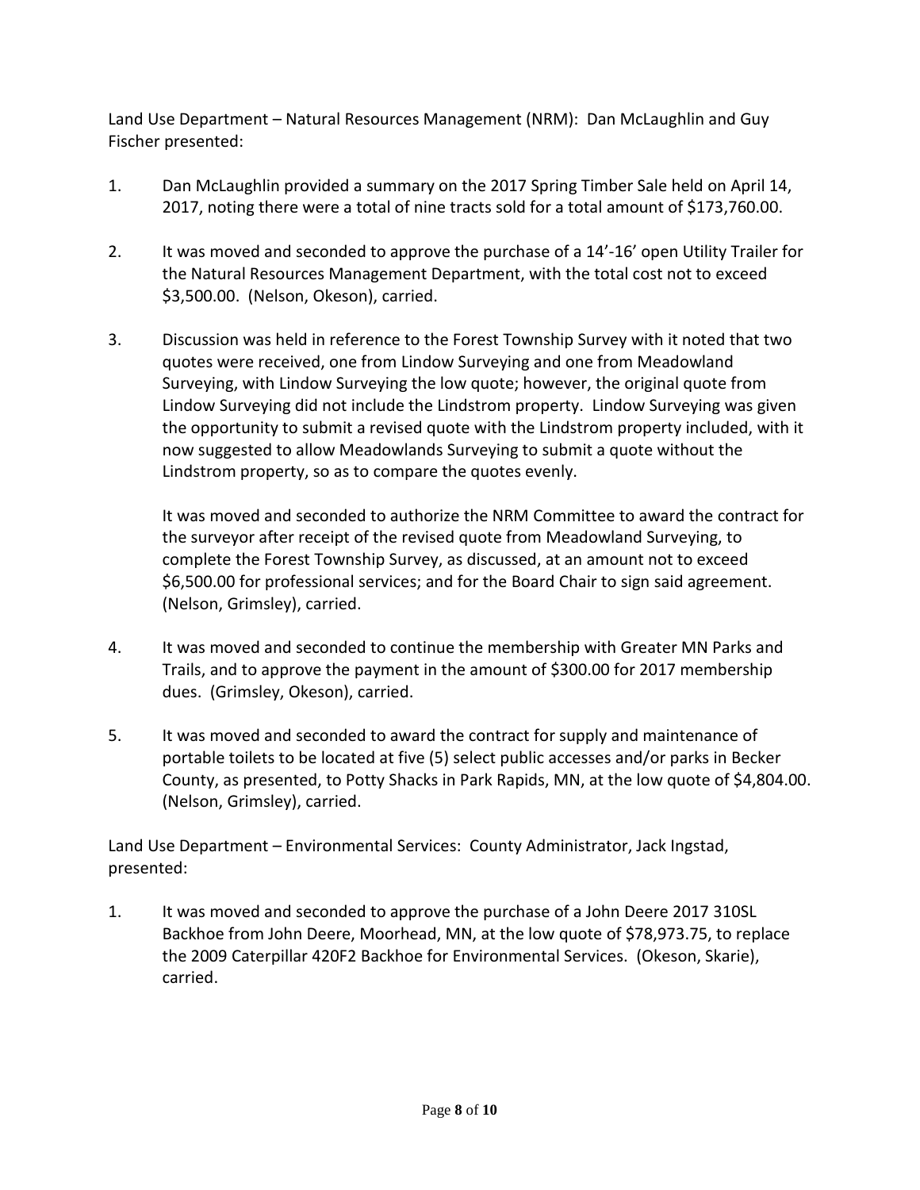Land Use Department – Natural Resources Management (NRM): Dan McLaughlin and Guy Fischer presented:

1. Dan McLaughlin provided a summary on the 2017 Spring Timber Sale held on April 14, 2017, noting there were a total of nine tracts sold for a total amount of $173,760.00.

2. It was moved and seconded to approve the purchase of a 14'-16' open Utility Trailer for the Natural Resources Management Department, with the total cost not to exceed $3,500.00. (Nelson, Okeson), carried.

3. Discussion was held in reference to the Forest Township Survey with it noted that two quotes were received, one from Lindow Surveying and one from Meadowland Surveying, with Lindow Surveying the low quote; however, the original quote from Lindow Surveying did not include the Lindstrom property. Lindow Surveying was given the opportunity to submit a revised quote with the Lindstrom property included, with it now suggested to allow Meadowlands Surveying to submit a quote without the Lindstrom property, so as to compare the quotes evenly.

   It was moved and seconded to authorize the NRM Committee to award the contract for the surveyor after receipt of the revised quote from Meadowland Surveying, to complete the Forest Township Survey, as discussed, at an amount not to exceed $6,500.00 for professional services; and for the Board Chair to sign said agreement. (Nelson, Grimsley), carried.

4. It was moved and seconded to continue the membership with Greater MN Parks and Trails, and to approve the payment in the amount of $300.00 for 2017 membership dues. (Grimsley, Okeson), carried.

5. It was moved and seconded to award the contract for supply and maintenance of portable toilets to be located at five (5) select public accesses and/or parks in Becker County, as presented, to Potty Shacks in Park Rapids, MN, at the low quote of $4,804.00. (Nelson, Grimsley), carried.

Land Use Department – Environmental Services: County Administrator, Jack Ingstad, presented:

1. It was moved and seconded to approve the purchase of a John Deere 2017 310SL Backhoe from John Deere, Moorhead, MN, at the low quote of $78,973.75, to replace the 2009 Caterpillar 420F2 Backhoe for Environmental Services. (Okeson, Skarie), carried.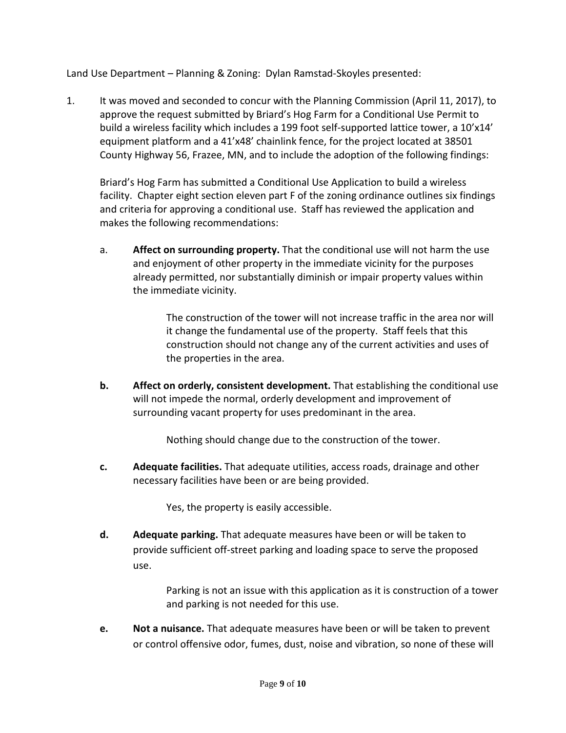Land Use Department – Planning & Zoning: Dylan Ramstad-Skoyles presented:

1. It was moved and seconded to concur with the Planning Commission (April 11, 2017), to approve the request submitted by Briard's Hog Farm for a Conditional Use Permit to build a wireless facility which includes a 199 foot self-supported lattice tower, a 10'x14' equipment platform and a 41'x48' chainlink fence, for the project located at 38501 County Highway 56, Frazee, MN, and to include the adoption of the following findings:

   Briard's Hog Farm has submitted a Conditional Use Application to build a wireless facility. Chapter eight section eleven part F of the zoning ordinance outlines six findings and criteria for approving a conditional use. Staff has reviewed the application and makes the following recommendations:

   a. **Affect on surrounding property.** That the conditional use will not harm the use and enjoyment of other property in the immediate vicinity for the purposes already permitted, nor substantially diminish or impair property values within the immediate vicinity.

      The construction of the tower will not increase traffic in the area nor will it change the fundamental use of the property. Staff feels that this construction should not change any of the current activities and uses of the properties in the area.

   **b.** **Affect on orderly, consistent development.** That establishing the conditional use will not impede the normal, orderly development and improvement of surrounding vacant property for uses predominant in the area.

      Nothing should change due to the construction of the tower.

   **c.** **Adequate facilities.** That adequate utilities, access roads, drainage and other necessary facilities have been or are being provided.

      Yes, the property is easily accessible.

   **d.** **Adequate parking.** That adequate measures have been or will be taken to provide sufficient off-street parking and loading space to serve the proposed use.

      Parking is not an issue with this application as it is construction of a tower and parking is not needed for this use.

   **e.** **Not a nuisance.** That adequate measures have been or will be taken to prevent or control offensive odor, fumes, dust, noise and vibration, so none of these will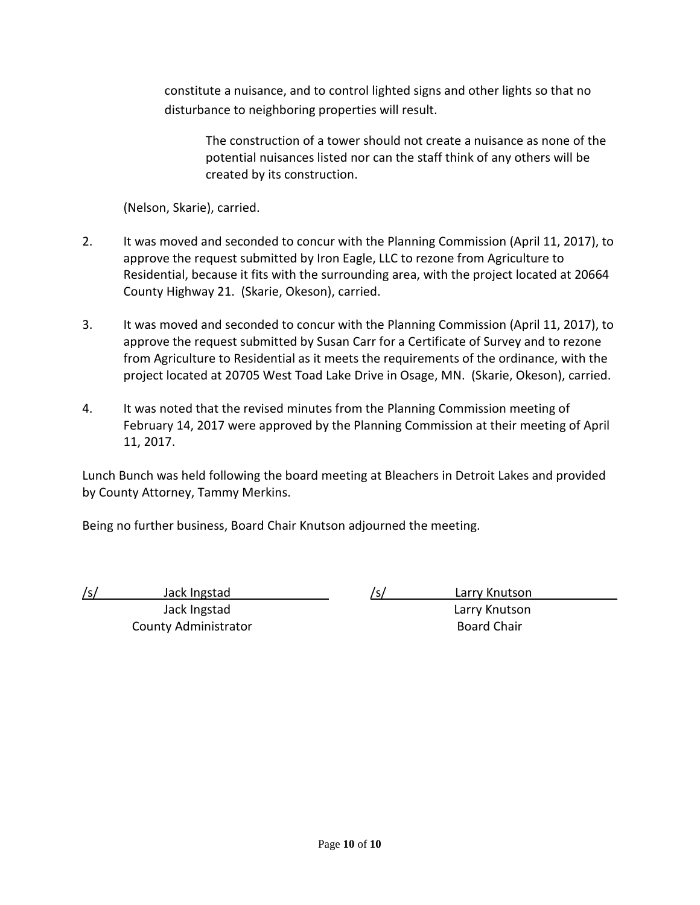constitute a nuisance, and to control lighted signs and other lights so that no disturbance to neighboring properties will result.

> The construction of a tower should not create a nuisance as none of the potential nuisances listed nor can the staff think of any others will be created by its construction.

(Nelson, Skarie), carried.

2. It was moved and seconded to concur with the Planning Commission (April 11, 2017), to approve the request submitted by Iron Eagle, LLC to rezone from Agriculture to Residential, because it fits with the surrounding area, with the project located at 20664 County Highway 21. (Skarie, Okeson), carried.

3. It was moved and seconded to concur with the Planning Commission (April 11, 2017), to approve the request submitted by Susan Carr for a Certificate of Survey and to rezone from Agriculture to Residential as it meets the requirements of the ordinance, with the project located at 20705 West Toad Lake Drive in Osage, MN. (Skarie, Okeson), carried.

4. It was noted that the revised minutes from the Planning Commission meeting of February 14, 2017 were approved by the Planning Commission at their meeting of April 11, 2017.

Lunch Bunch was held following the board meeting at Bleachers in Detroit Lakes and provided by County Attorney, Tammy Merkins.

Being no further business, Board Chair Knutson adjourned the meeting.

/s/ Jack Ingstad
Jack Ingstad
County Administrator

/s/ Larry Knutson
Larry Knutson
Board Chair